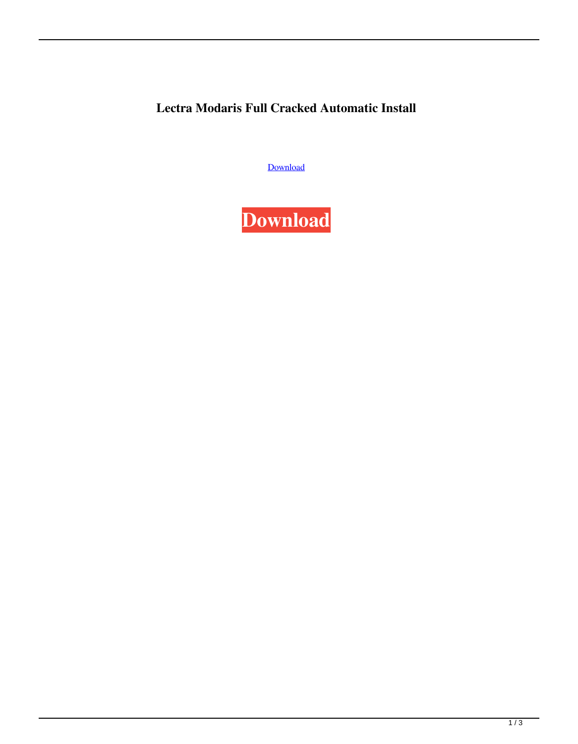# Lectra Modaris Full Cracked Automatic Install

[Download](#)

**Download**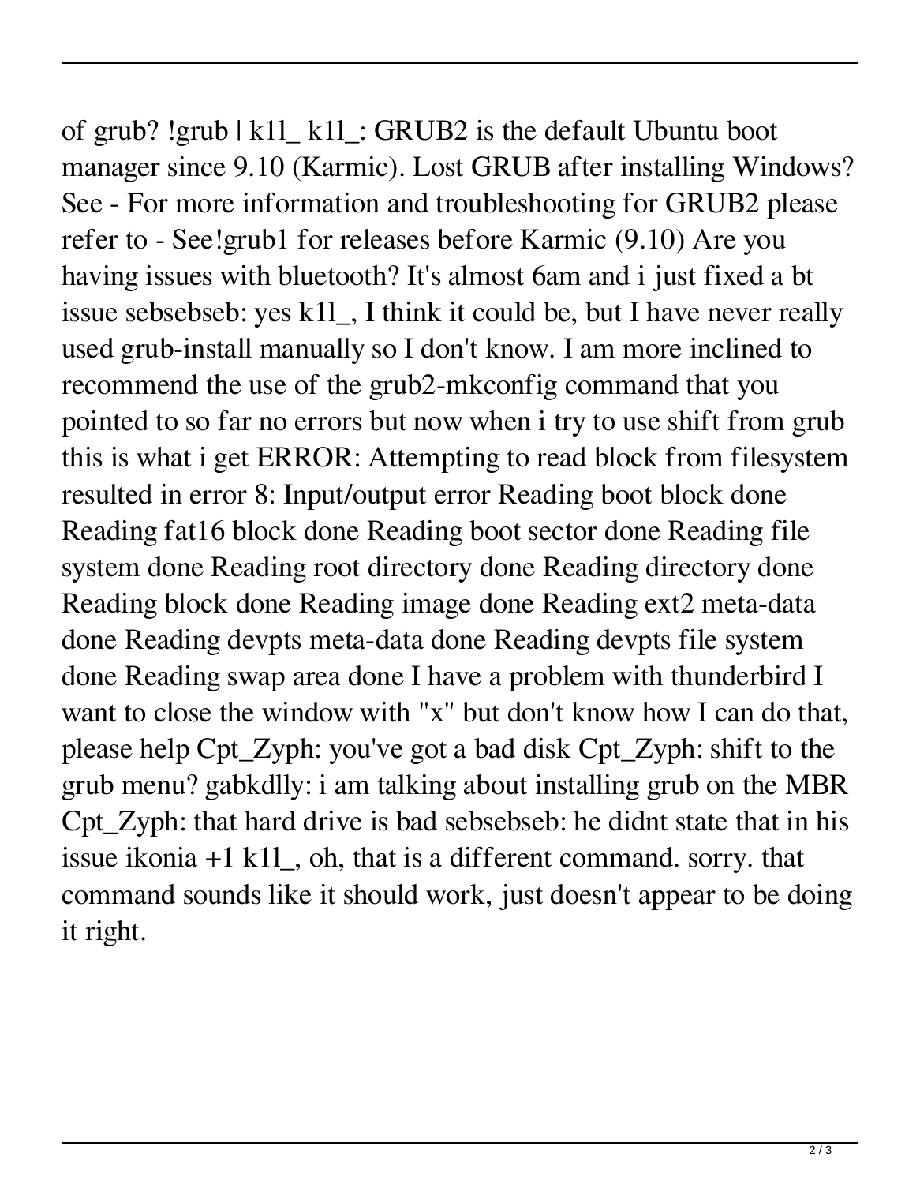of grub? !grub | k1l_ k1l_: GRUB2 is the default Ubuntu boot manager since 9.10 (Karmic). Lost GRUB after installing Windows? See - For more information and troubleshooting for GRUB2 please refer to - See!grub1 for releases before Karmic (9.10) Are you having issues with bluetooth? It's almost 6am and i just fixed a bt issue sebsebseb: yes k1l_, I think it could be, but I have never really used grub-install manually so I don't know. I am more inclined to recommend the use of the grub2-mkconfig command that you pointed to so far no errors but now when i try to use shift from grub this is what i get ERROR: Attempting to read block from filesystem resulted in error 8: Input/output error Reading boot block done Reading fat16 block done Reading boot sector done Reading file system done Reading root directory done Reading directory done Reading block done Reading image done Reading ext2 meta-data done Reading devpts meta-data done Reading devpts file system done Reading swap area done I have a problem with thunderbird I want to close the window with "x" but don't know how I can do that, please help Cpt_Zyph: you've got a bad disk Cpt_Zyph: shift to the grub menu? gabkdlly: i am talking about installing grub on the MBR Cpt_Zyph: that hard drive is bad sebsebseb: he didnt state that in his issue ikonia +1 k1l_, oh, that is a different command. sorry. that command sounds like it should work, just doesn't appear to be doing it right.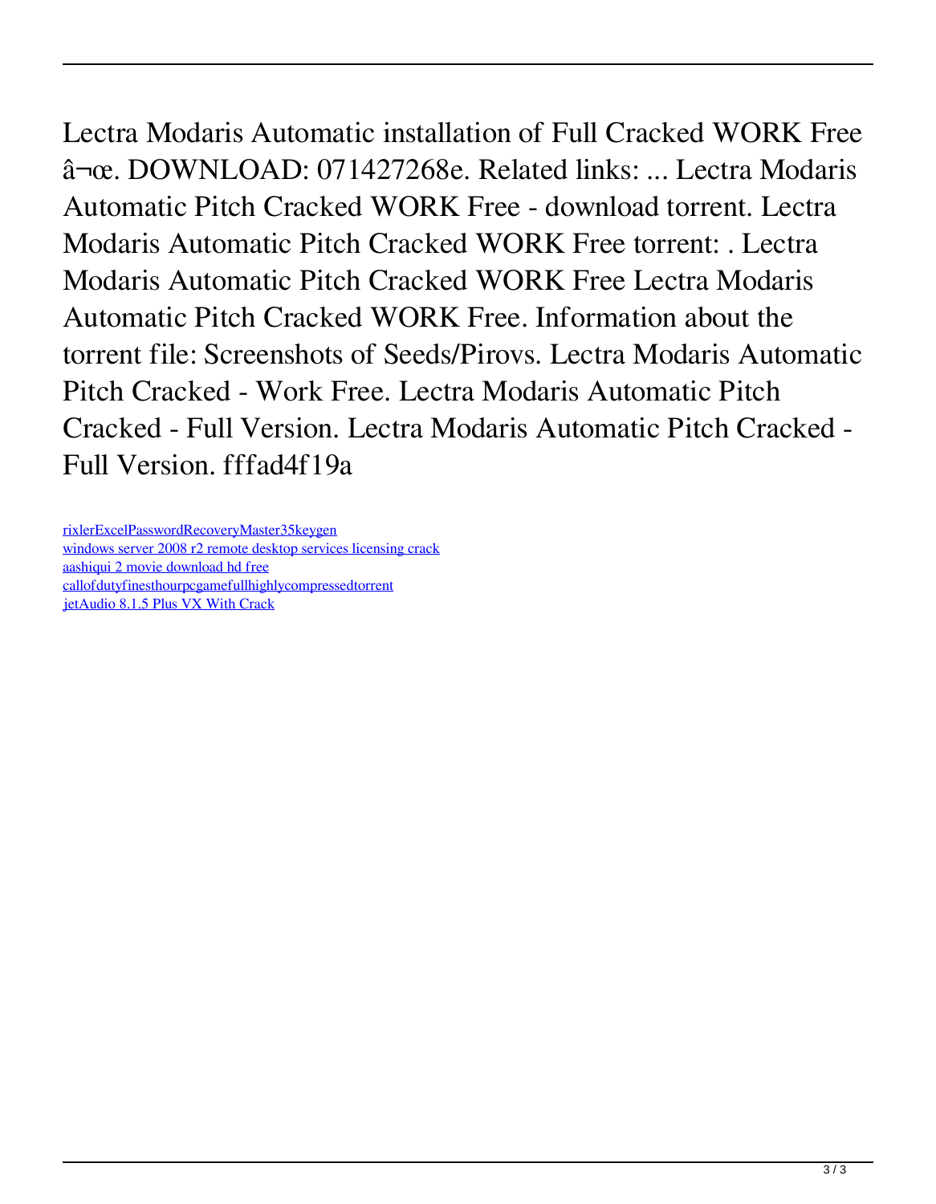Lectra Modaris Automatic installation of Full Cracked WORK Free â¬œ. DOWNLOAD: 071427268e. Related links: ... Lectra Modaris Automatic Pitch Cracked WORK Free - download torrent. Lectra Modaris Automatic Pitch Cracked WORK Free torrent: . Lectra Modaris Automatic Pitch Cracked WORK Free Lectra Modaris Automatic Pitch Cracked WORK Free. Information about the torrent file: Screenshots of Seeds/Pirovs. Lectra Modaris Automatic Pitch Cracked - Work Free. Lectra Modaris Automatic Pitch Cracked - Full Version. Lectra Modaris Automatic Pitch Cracked - Full Version. fffad4f19a

rixlerExcelPasswordRecoveryMaster35keygen
windows server 2008 r2 remote desktop services licensing crack
aashiqui 2 movie download hd free
callofdutyfinesthourpcgamefullhighlycompressedtorrent
jetAudio 8.1.5 Plus VX With Crack